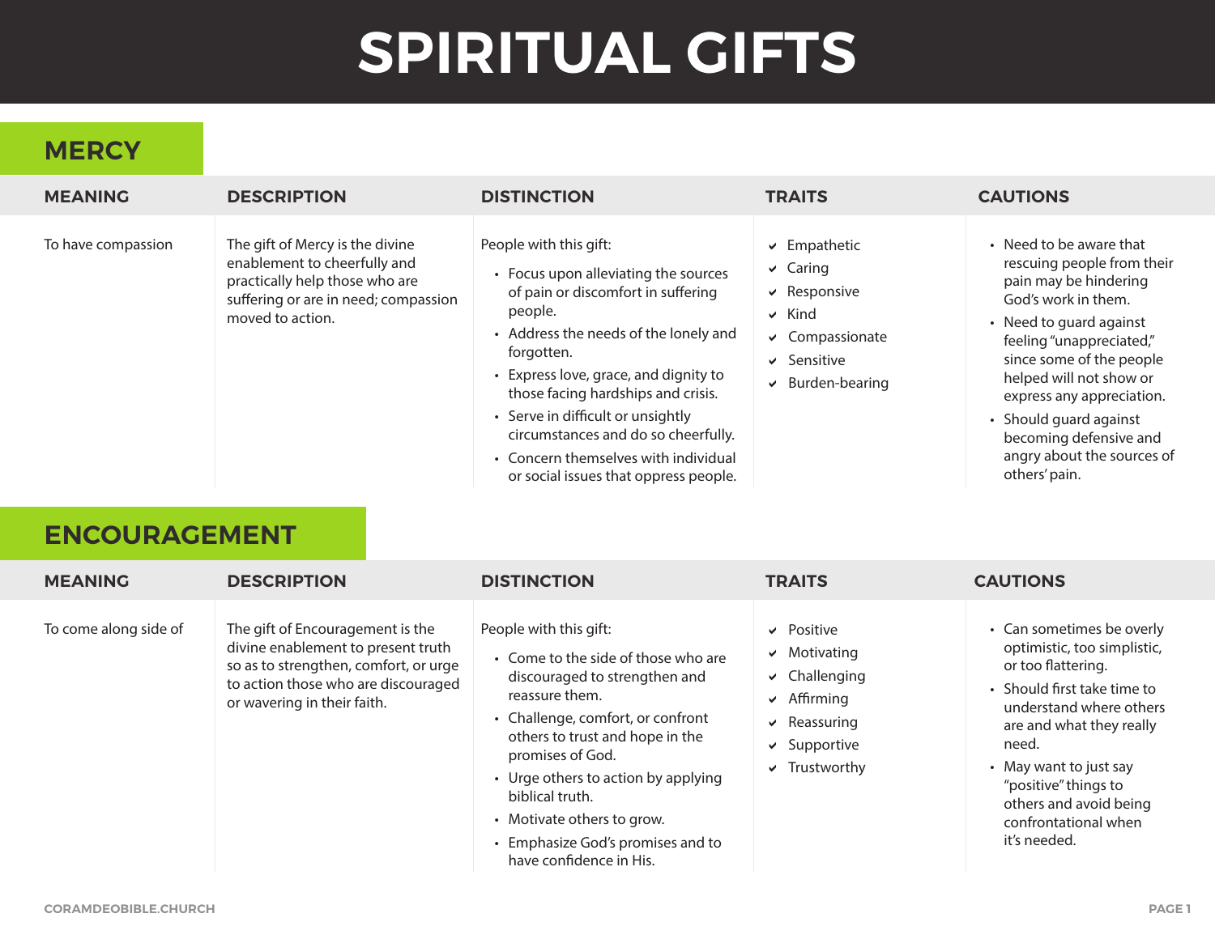# SPIRITUAL GIFTS

## MERCY

| MEANING | DESCRIPTION | DISTINCTION | TRAITS | CAUTIONS |
|---|---|---|---|---|
| To have compassion | The gift of Mercy is the divine enablement to cheerfully and practically help those who are suffering or are in need; compassion moved to action. | People with this gift:<br>• Focus upon alleviating the sources of pain or discomfort in suffering people.<br>• Address the needs of the lonely and forgotten.<br>• Express love, grace, and dignity to those facing hardships and crisis.<br>• Serve in difficult or unsightly circumstances and do so cheerfully.<br>• Concern themselves with individual or social issues that oppress people. | ✔ Empathetic<br>✔ Caring<br>✔ Responsive<br>✔ Kind<br>✔ Compassionate<br>✔ Sensitive<br>✔ Burden-bearing | • Need to be aware that rescuing people from their pain may be hindering God's work in them.<br>• Need to guard against feeling "unappreciated," since some of the people helped will not show or express any appreciation.<br>• Should guard against becoming defensive and angry about the sources of others' pain. |

## ENCOURAGEMENT

| MEANING | DESCRIPTION | DISTINCTION | TRAITS | CAUTIONS |
|---|---|---|---|---|
| To come along side of | The gift of Encouragement is the divine enablement to present truth so as to strengthen, comfort, or urge to action those who are discouraged or wavering in their faith. | People with this gift:<br>• Come to the side of those who are discouraged to strengthen and reassure them.<br>• Challenge, comfort, or confront others to trust and hope in the promises of God.<br>• Urge others to action by applying biblical truth.<br>• Motivate others to grow.<br>• Emphasize God's promises and to have confidence in His. | ✔ Positive<br>✔ Motivating<br>✔ Challenging<br>✔ Affirming<br>✔ Reassuring<br>✔ Supportive<br>✔ Trustworthy | • Can sometimes be overly optimistic, too simplistic, or too flattering.<br>• Should first take time to understand where others are and what they really need.<br>• May want to just say "positive" things to others and avoid being confrontational when it's needed. |

CORAMDEOBIBLE.CHURCH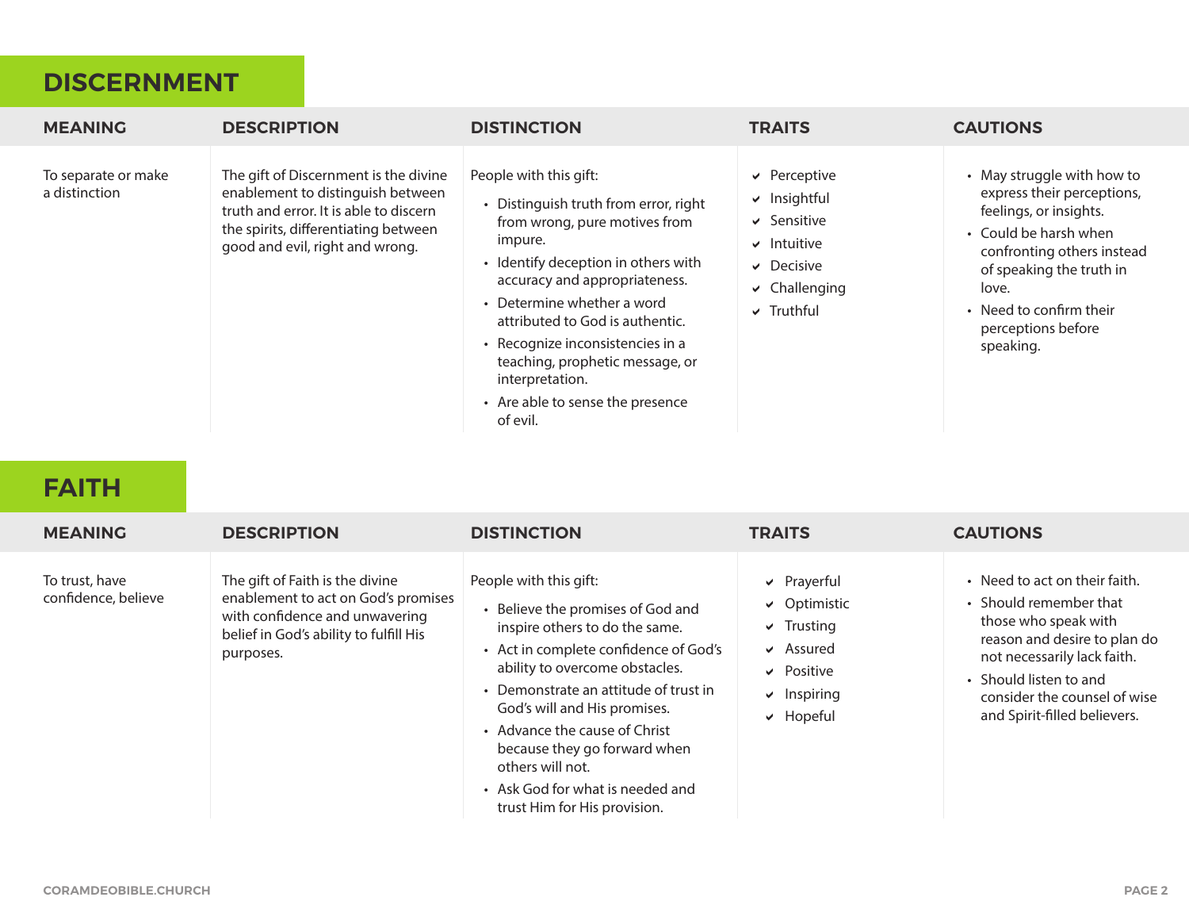## DISCERNMENT

| MEANING | DESCRIPTION | DISTINCTION | TRAITS | CAUTIONS |
|---|---|---|---|---|
| To separate or make a distinction | The gift of Discernment is the divine enablement to distinguish between truth and error. It is able to discern the spirits, differentiating between good and evil, right and wrong. | People with this gift:<br>• Distinguish truth from error, right from wrong, pure motives from impure.<br>• Identify deception in others with accuracy and appropriateness.<br>• Determine whether a word attributed to God is authentic.<br>• Recognize inconsistencies in a teaching, prophetic message, or interpretation.<br>• Are able to sense the presence of evil. | ✔ Perceptive<br>✔ Insightful<br>✔ Sensitive<br>✔ Intuitive<br>✔ Decisive<br>✔ Challenging<br>✔ Truthful | • May struggle with how to express their perceptions, feelings, or insights.<br>• Could be harsh when confronting others instead of speaking the truth in love.<br>• Need to confirm their perceptions before speaking. |

## FAITH

| MEANING | DESCRIPTION | DISTINCTION | TRAITS | CAUTIONS |
|---|---|---|---|---|
| To trust, have confidence, believe | The gift of Faith is the divine enablement to act on God's promises with confidence and unwavering belief in God's ability to fulfill His purposes. | People with this gift:<br>• Believe the promises of God and inspire others to do the same.<br>• Act in complete confidence of God's ability to overcome obstacles.<br>• Demonstrate an attitude of trust in God's will and His promises.<br>• Advance the cause of Christ because they go forward when others will not.<br>• Ask God for what is needed and trust Him for His provision. | ✔ Prayerful<br>✔ Optimistic<br>✔ Trusting<br>✔ Assured<br>✔ Positive<br>✔ Inspiring<br>✔ Hopeful | • Need to act on their faith.<br>• Should remember that those who speak with reason and desire to plan do not necessarily lack faith.<br>• Should listen to and consider the counsel of wise and Spirit-filled believers. |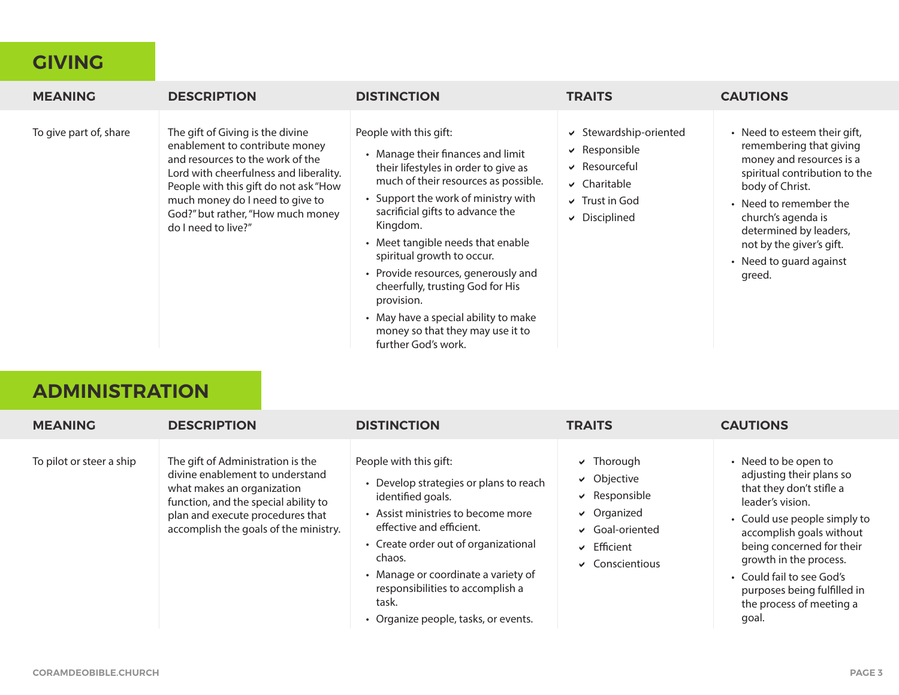## GIVING

| MEANING | DESCRIPTION | DISTINCTION | TRAITS | CAUTIONS |
|---|---|---|---|---|
| To give part of, share | The gift of Giving is the divine enablement to contribute money and resources to the work of the Lord with cheerfulness and liberality. People with this gift do not ask "How much money do I need to give to God?" but rather, "How much money do I need to live?" | People with this gift: <br>• Manage their finances and limit their lifestyles in order to give as much of their resources as possible.<br>• Support the work of ministry with sacrificial gifts to advance the Kingdom.<br>• Meet tangible needs that enable spiritual growth to occur.<br>• Provide resources, generously and cheerfully, trusting God for His provision.<br>• May have a special ability to make money so that they may use it to further God's work. | ✔ Stewardship-oriented<br>✔ Responsible<br>✔ Resourceful<br>✔ Charitable<br>✔ Trust in God<br>✔ Disciplined | • Need to esteem their gift, remembering that giving money and resources is a spiritual contribution to the body of Christ.<br>• Need to remember the church's agenda is determined by leaders, not by the giver's gift.<br>• Need to guard against greed. |

## ADMINISTRATION

| MEANING | DESCRIPTION | DISTINCTION | TRAITS | CAUTIONS |
|---|---|---|---|---|
| To pilot or steer a ship | The gift of Administration is the divine enablement to understand what makes an organization function, and the special ability to plan and execute procedures that accomplish the goals of the ministry. | People with this gift: <br>• Develop strategies or plans to reach identified goals.<br>• Assist ministries to become more effective and efficient.<br>• Create order out of organizational chaos.<br>• Manage or coordinate a variety of responsibilities to accomplish a task.<br>• Organize people, tasks, or events. | ✔ Thorough<br>✔ Objective<br>✔ Responsible<br>✔ Organized<br>✔ Goal-oriented<br>✔ Efficient<br>✔ Conscientious | • Need to be open to adjusting their plans so that they don't stifle a leader's vision.<br>• Could use people simply to accomplish goals without being concerned for their growth in the process.<br>• Could fail to see God's purposes being fulfilled in the process of meeting a goal. |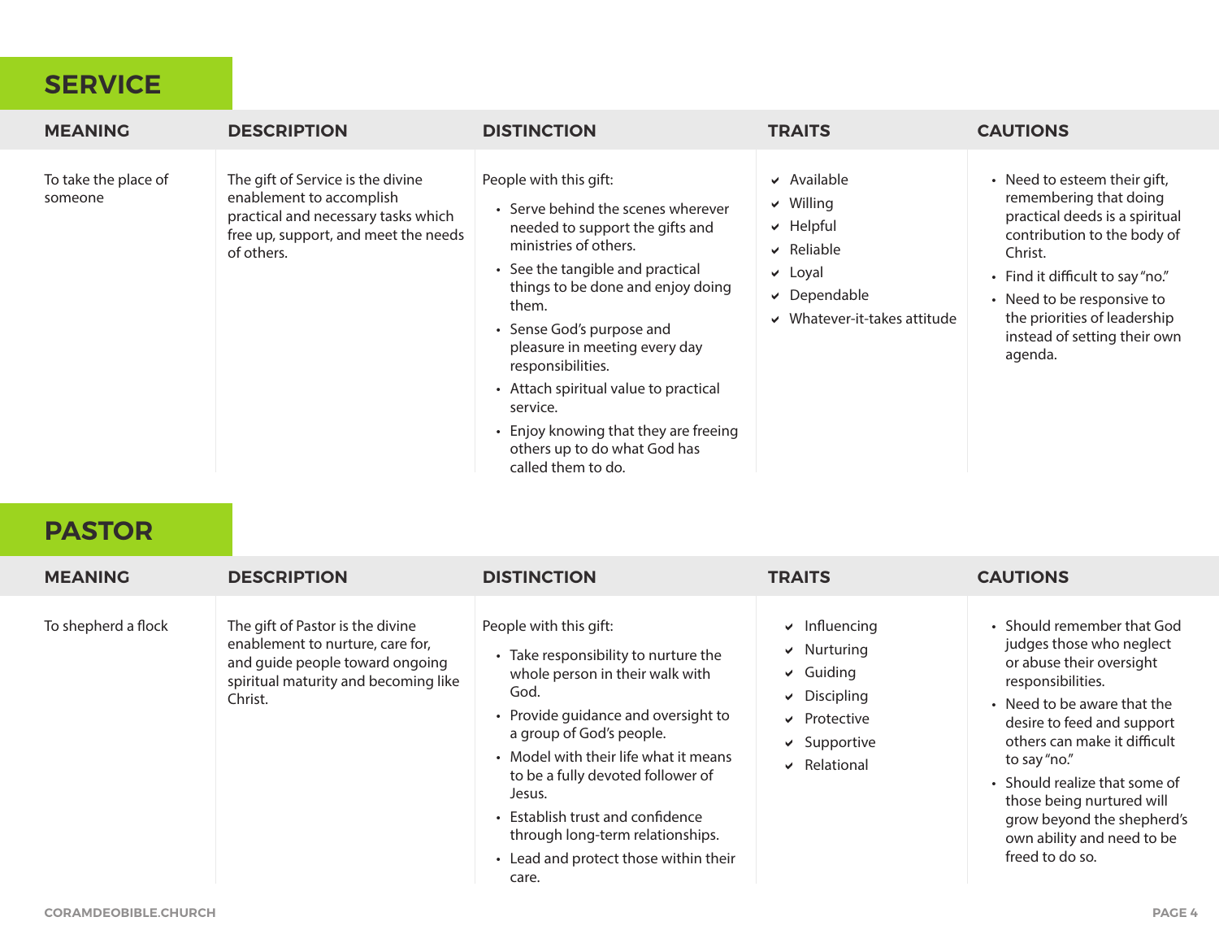## SERVICE

| MEANING | DESCRIPTION | DISTINCTION | TRAITS | CAUTIONS |
|---|---|---|---|---|
| To take the place of someone | The gift of Service is the divine enablement to accomplish practical and necessary tasks which free up, support, and meet the needs of others. | People with this gift:<br>• Serve behind the scenes wherever needed to support the gifts and ministries of others.<br>• See the tangible and practical things to be done and enjoy doing them.<br>• Sense God's purpose and pleasure in meeting every day responsibilities.<br>• Attach spiritual value to practical service.<br>• Enjoy knowing that they are freeing others up to do what God has called them to do. | ✔ Available<br>✔ Willing<br>✔ Helpful<br>✔ Reliable<br>✔ Loyal<br>✔ Dependable<br>✔ Whatever-it-takes attitude | • Need to esteem their gift, remembering that doing practical deeds is a spiritual contribution to the body of Christ.<br>• Find it difficult to say "no."<br>• Need to be responsive to the priorities of leadership instead of setting their own agenda. |

## PASTOR

| MEANING | DESCRIPTION | DISTINCTION | TRAITS | CAUTIONS |
|---|---|---|---|---|
| To shepherd a flock | The gift of Pastor is the divine enablement to nurture, care for, and guide people toward ongoing spiritual maturity and becoming like Christ. | People with this gift:<br>• Take responsibility to nurture the whole person in their walk with God.<br>• Provide guidance and oversight to a group of God's people.<br>• Model with their life what it means to be a fully devoted follower of Jesus.<br>• Establish trust and confidence through long-term relationships.<br>• Lead and protect those within their care. | ✔ Influencing<br>✔ Nurturing<br>✔ Guiding<br>✔ Discipling<br>✔ Protective<br>✔ Supportive<br>✔ Relational | • Should remember that God judges those who neglect or abuse their oversight responsibilities.<br>• Need to be aware that the desire to feed and support others can make it difficult to say "no."<br>• Should realize that some of those being nurtured will grow beyond the shepherd's own ability and need to be freed to do so. |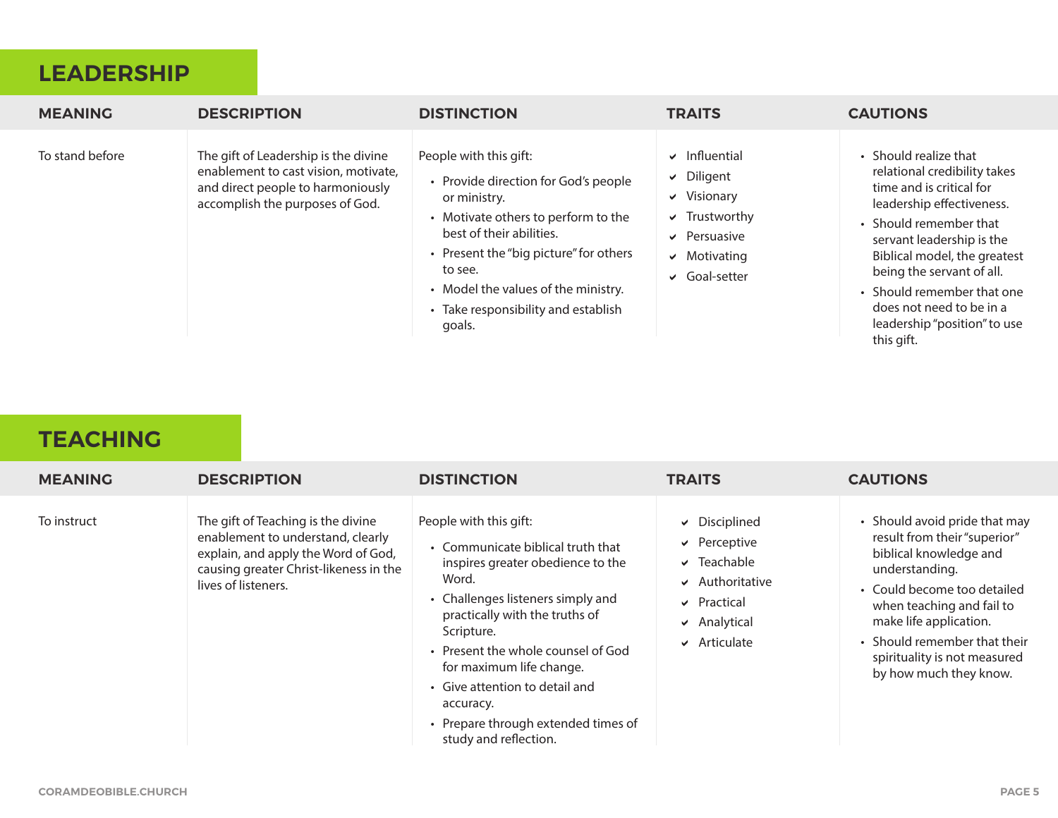## LEADERSHIP

| MEANING | DESCRIPTION | DISTINCTION | TRAITS | CAUTIONS |
| --- | --- | --- | --- | --- |
| To stand before | The gift of Leadership is the divine enablement to cast vision, motivate, and direct people to harmoniously accomplish the purposes of God. | People with this gift:<br>• Provide direction for God's people or ministry.<br>• Motivate others to perform to the best of their abilities.<br>• Present the "big picture" for others to see.<br>• Model the values of the ministry.<br>• Take responsibility and establish goals. | ✔ Influential<br>✔ Diligent<br>✔ Visionary<br>✔ Trustworthy<br>✔ Persuasive<br>✔ Motivating<br>✔ Goal-setter | • Should realize that relational credibility takes time and is critical for leadership effectiveness.<br>• Should remember that servant leadership is the Biblical model, the greatest being the servant of all.<br>• Should remember that one does not need to be in a leadership "position" to use this gift. |

## TEACHING

| MEANING | DESCRIPTION | DISTINCTION | TRAITS | CAUTIONS |
| --- | --- | --- | --- | --- |
| To instruct | The gift of Teaching is the divine enablement to understand, clearly explain, and apply the Word of God, causing greater Christ-likeness in the lives of listeners. | People with this gift:<br>• Communicate biblical truth that inspires greater obedience to the Word.<br>• Challenges listeners simply and practically with the truths of Scripture.<br>• Present the whole counsel of God for maximum life change.<br>• Give attention to detail and accuracy.<br>• Prepare through extended times of study and reflection. | ✔ Disciplined<br>✔ Perceptive<br>✔ Teachable<br>✔ Authoritative<br>✔ Practical<br>✔ Analytical<br>✔ Articulate | • Should avoid pride that may result from their "superior" biblical knowledge and understanding.<br>• Could become too detailed when teaching and fail to make life application.<br>• Should remember that their spirituality is not measured by how much they know. |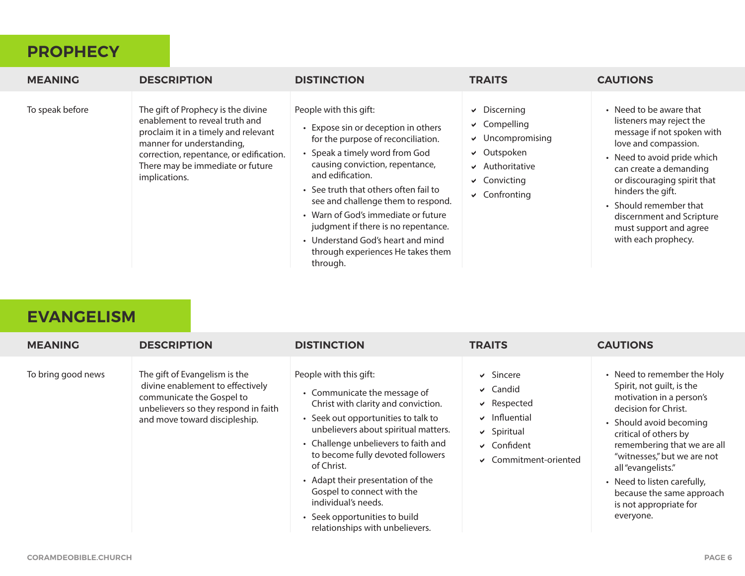## PROPHECY

| MEANING | DESCRIPTION | DISTINCTION | TRAITS | CAUTIONS |
|---|---|---|---|---|
| To speak before | The gift of Prophecy is the divine enablement to reveal truth and proclaim it in a timely and relevant manner for understanding, correction, repentance, or edification. There may be immediate or future implications. | People with this gift:<br>• Expose sin or deception in others for the purpose of reconciliation.<br>• Speak a timely word from God causing conviction, repentance, and edification.<br>• See truth that others often fail to see and challenge them to respond.<br>• Warn of God's immediate or future judgment if there is no repentance.<br>• Understand God's heart and mind through experiences He takes them through. | ✔ Discerning<br>✔ Compelling<br>✔ Uncompromising<br>✔ Outspoken<br>✔ Authoritative<br>✔ Convicting<br>✔ Confronting | • Need to be aware that listeners may reject the message if not spoken with love and compassion.<br>• Need to avoid pride which can create a demanding or discouraging spirit that hinders the gift.<br>• Should remember that discernment and Scripture must support and agree with each prophecy. |

## EVANGELISM

| MEANING | DESCRIPTION | DISTINCTION | TRAITS | CAUTIONS |
|---|---|---|---|---|
| To bring good news | The gift of Evangelism is the divine enablement to effectively communicate the Gospel to unbelievers so they respond in faith and move toward discipleship. | People with this gift:<br>• Communicate the message of Christ with clarity and conviction.<br>• Seek out opportunities to talk to unbelievers about spiritual matters.<br>• Challenge unbelievers to faith and to become fully devoted followers of Christ.<br>• Adapt their presentation of the Gospel to connect with the individual's needs.<br>• Seek opportunities to build relationships with unbelievers. | ✔ Sincere<br>✔ Candid<br>✔ Respected<br>✔ Influential<br>✔ Spiritual<br>✔ Confident<br>✔ Commitment-oriented | • Need to remember the Holy Spirit, not guilt, is the motivation in a person's decision for Christ.<br>• Should avoid becoming critical of others by remembering that we are all "witnesses," but we are not all "evangelists."<br>• Need to listen carefully, because the same approach is not appropriate for everyone. |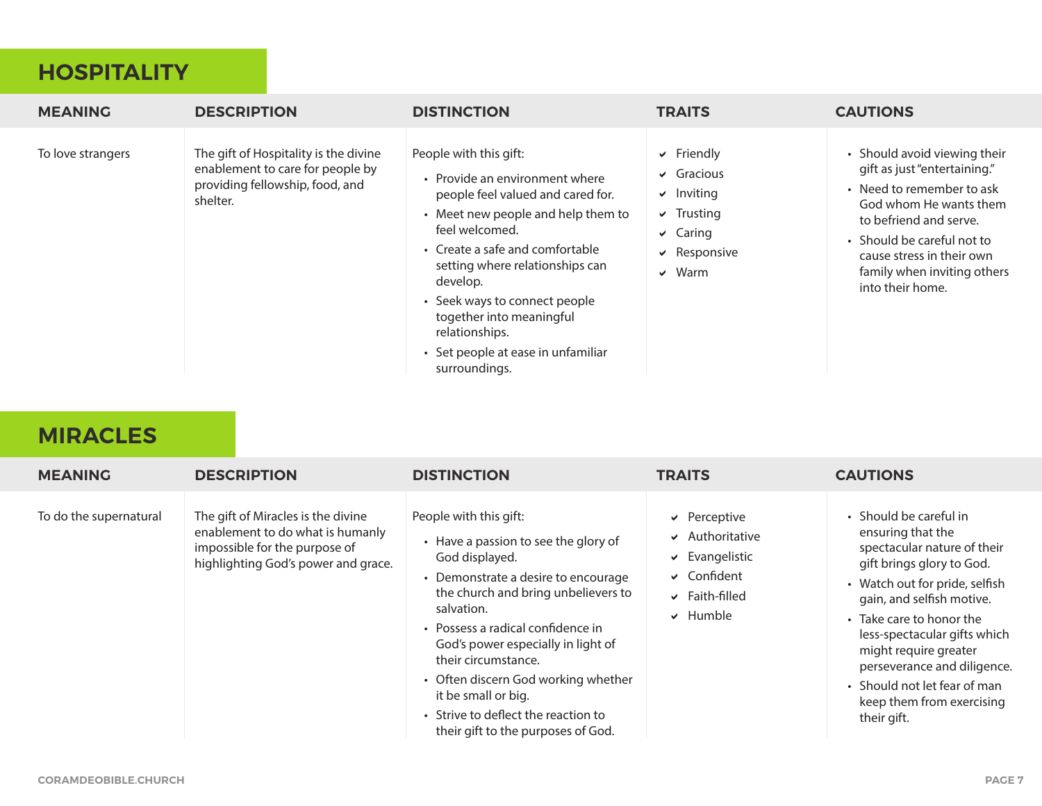## HOSPITALITY

| MEANING | DESCRIPTION | DISTINCTION | TRAITS | CAUTIONS |
|---|---|---|---|---|
| To love strangers | The gift of Hospitality is the divine enablement to care for people by providing fellowship, food, and shelter. | People with this gift:<br>• Provide an environment where people feel valued and cared for.<br>• Meet new people and help them to feel welcomed.<br>• Create a safe and comfortable setting where relationships can develop.<br>• Seek ways to connect people together into meaningful relationships.<br>• Set people at ease in unfamiliar surroundings. | ✔ Friendly<br>✔ Gracious<br>✔ Inviting<br>✔ Trusting<br>✔ Caring<br>✔ Responsive<br>✔ Warm | • Should avoid viewing their gift as just "entertaining."<br>• Need to remember to ask God whom He wants them to befriend and serve.<br>• Should be careful not to cause stress in their own family when inviting others into their home. |

## MIRACLES

| MEANING | DESCRIPTION | DISTINCTION | TRAITS | CAUTIONS |
|---|---|---|---|---|
| To do the supernatural | The gift of Miracles is the divine enablement to do what is humanly impossible for the purpose of highlighting God's power and grace. | People with this gift:<br>• Have a passion to see the glory of God displayed.<br>• Demonstrate a desire to encourage the church and bring unbelievers to salvation.<br>• Possess a radical confidence in God's power especially in light of their circumstance.<br>• Often discern God working whether it be small or big.<br>• Strive to deflect the reaction to their gift to the purposes of God. | ✔ Perceptive<br>✔ Authoritative<br>✔ Evangelistic<br>✔ Confident<br>✔ Faith-filled<br>✔ Humble | • Should be careful in ensuring that the spectacular nature of their gift brings glory to God.<br>• Watch out for pride, selfish gain, and selfish motive.<br>• Take care to honor the less-spectacular gifts which might require greater perseverance and diligence.<br>• Should not let fear of man keep them from exercising their gift. |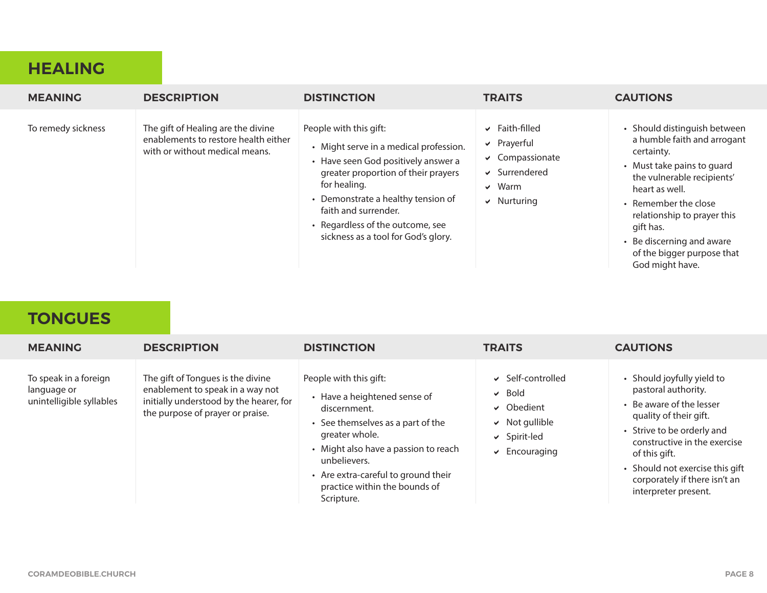## HEALING

| MEANING | DESCRIPTION | DISTINCTION | TRAITS | CAUTIONS |
|---|---|---|---|---|
| To remedy sickness | The gift of Healing are the divine enablements to restore health either with or without medical means. | People with this gift:<br>• Might serve in a medical profession.<br>• Have seen God positively answer a greater proportion of their prayers for healing.<br>• Demonstrate a healthy tension of faith and surrender.<br>• Regardless of the outcome, see sickness as a tool for God's glory. | ✔ Faith-filled<br>✔ Prayerful<br>✔ Compassionate<br>✔ Surrendered<br>✔ Warm<br>✔ Nurturing | • Should distinguish between a humble faith and arrogant certainty.<br>• Must take pains to guard the vulnerable recipients' heart as well.<br>• Remember the close relationship to prayer this gift has.<br>• Be discerning and aware of the bigger purpose that God might have. |

## TONGUES

| MEANING | DESCRIPTION | DISTINCTION | TRAITS | CAUTIONS |
|---|---|---|---|---|
| To speak in a foreign language or unintelligible syllables | The gift of Tongues is the divine enablement to speak in a way not initially understood by the hearer, for the purpose of prayer or praise. | People with this gift:<br>• Have a heightened sense of discernment.<br>• See themselves as a part of the greater whole.<br>• Might also have a passion to reach unbelievers.<br>• Are extra-careful to ground their practice within the bounds of Scripture. | ✔ Self-controlled<br>✔ Bold<br>✔ Obedient<br>✔ Not gullible<br>✔ Spirit-led<br>✔ Encouraging | • Should joyfully yield to pastoral authority.<br>• Be aware of the lesser quality of their gift.<br>• Strive to be orderly and constructive in the exercise of this gift.<br>• Should not exercise this gift corporately if there isn't an interpreter present. |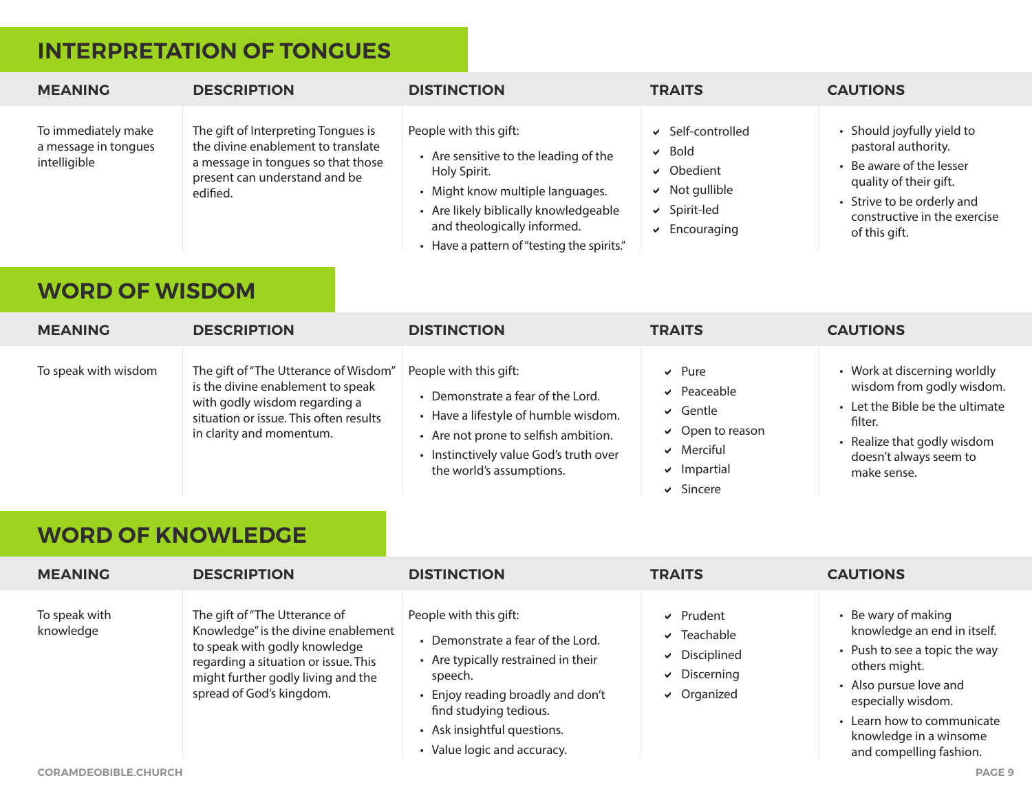## INTERPRETATION OF TONGUES

| MEANING | DESCRIPTION | DISTINCTION | TRAITS | CAUTIONS |
|---|---|---|---|---|
| To immediately make a message in tongues intelligible | The gift of Interpreting Tongues is the divine enablement to translate a message in tongues so that those present can understand and be edified. | People with this gift:<br>• Are sensitive to the leading of the Holy Spirit.<br>• Might know multiple languages.<br>• Are likely biblically knowledgeable and theologically informed.<br>• Have a pattern of "testing the spirits." | ✔ Self-controlled<br>✔ Bold<br>✔ Obedient<br>✔ Not gullible<br>✔ Spirit-led<br>✔ Encouraging | • Should joyfully yield to pastoral authority.<br>• Be aware of the lesser quality of their gift.<br>• Strive to be orderly and constructive in the exercise of this gift. |

## WORD OF WISDOM

| MEANING | DESCRIPTION | DISTINCTION | TRAITS | CAUTIONS |
|---|---|---|---|---|
| To speak with wisdom | The gift of "The Utterance of Wisdom" is the divine enablement to speak with godly wisdom regarding a situation or issue. This often results in clarity and momentum. | People with this gift:<br>• Demonstrate a fear of the Lord.<br>• Have a lifestyle of humble wisdom.<br>• Are not prone to selfish ambition.<br>• Instinctively value God's truth over the world's assumptions. | ✔ Pure<br>✔ Peaceable<br>✔ Gentle<br>✔ Open to reason<br>✔ Merciful<br>✔ Impartial<br>✔ Sincere | • Work at discerning worldly wisdom from godly wisdom.<br>• Let the Bible be the ultimate filter.<br>• Realize that godly wisdom doesn't always seem to make sense. |

## WORD OF KNOWLEDGE

| MEANING | DESCRIPTION | DISTINCTION | TRAITS | CAUTIONS |
|---|---|---|---|---|
| To speak with knowledge | The gift of "The Utterance of Knowledge" is the divine enablement to speak with godly knowledge regarding a situation or issue. This might further godly living and the spread of God's kingdom. | People with this gift:<br>• Demonstrate a fear of the Lord.<br>• Are typically restrained in their speech.<br>• Enjoy reading broadly and don't find studying tedious.<br>• Ask insightful questions.<br>• Value logic and accuracy. | ✔ Prudent<br>✔ Teachable<br>✔ Disciplined<br>✔ Discerning<br>✔ Organized | • Be wary of making knowledge an end in itself.<br>• Push to see a topic the way others might.<br>• Also pursue love and especially wisdom.<br>• Learn how to communicate knowledge in a winsome and compelling fashion. |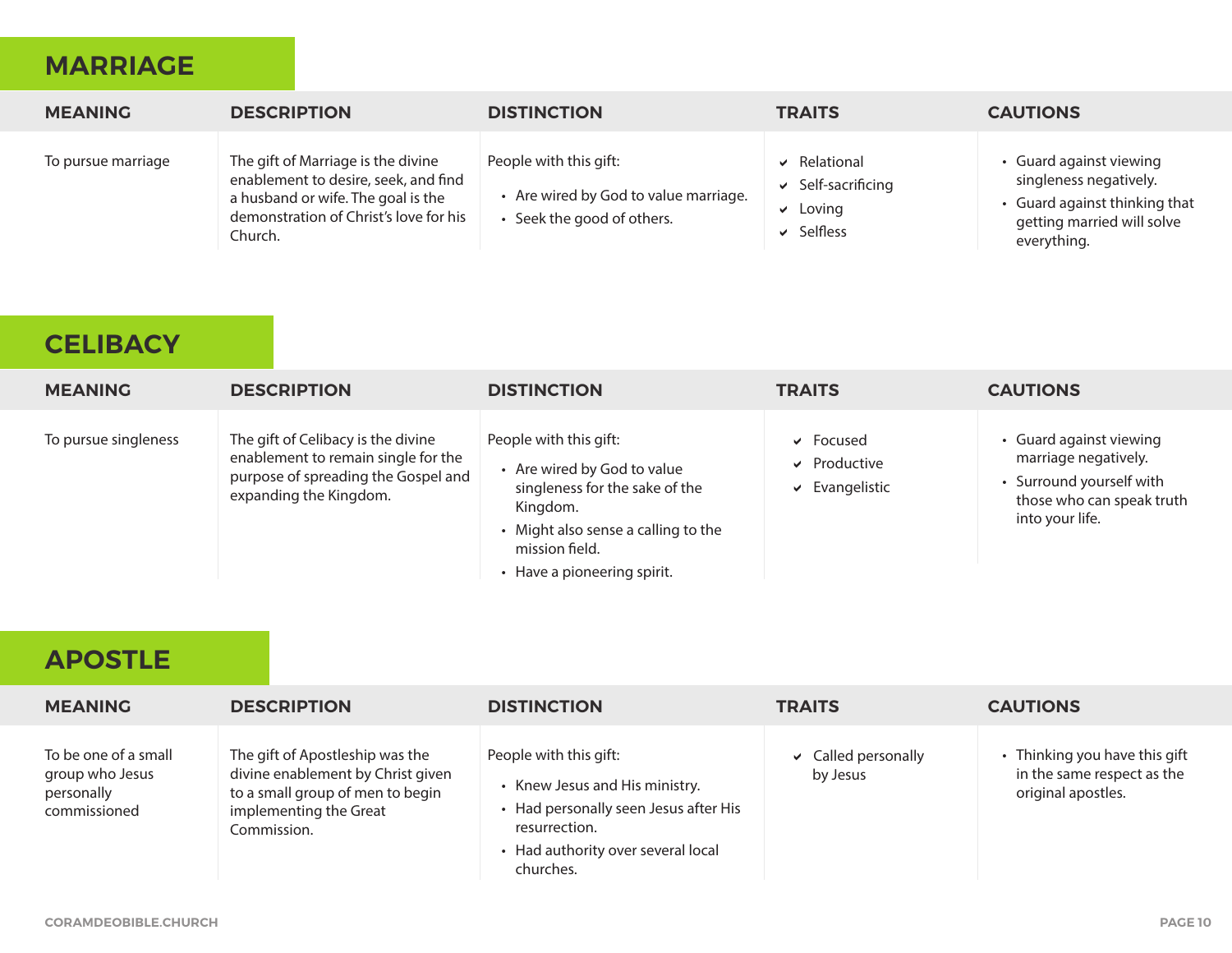## MARRIAGE

| MEANING | DESCRIPTION | DISTINCTION | TRAITS | CAUTIONS |
|---|---|---|---|---|
| To pursue marriage | The gift of Marriage is the divine enablement to desire, seek, and find a husband or wife. The goal is the demonstration of Christ's love for his Church. | People with this gift:<br>• Are wired by God to value marriage.<br>• Seek the good of others. | ✔ Relational<br>✔ Self-sacrificing<br>✔ Loving<br>✔ Selfless | • Guard against viewing singleness negatively.<br>• Guard against thinking that getting married will solve everything. |

## CELIBACY

| MEANING | DESCRIPTION | DISTINCTION | TRAITS | CAUTIONS |
|---|---|---|---|---|
| To pursue singleness | The gift of Celibacy is the divine enablement to remain single for the purpose of spreading the Gospel and expanding the Kingdom. | People with this gift:<br>• Are wired by God to value singleness for the sake of the Kingdom.<br>• Might also sense a calling to the mission field.<br>• Have a pioneering spirit. | ✔ Focused<br>✔ Productive<br>✔ Evangelistic | • Guard against viewing marriage negatively.<br>• Surround yourself with those who can speak truth into your life. |

## APOSTLE

| MEANING | DESCRIPTION | DISTINCTION | TRAITS | CAUTIONS |
|---|---|---|---|---|
| To be one of a small group who Jesus personally commissioned | The gift of Apostleship was the divine enablement by Christ given to a small group of men to begin implementing the Great Commission. | People with this gift:<br>• Knew Jesus and His ministry.<br>• Had personally seen Jesus after His resurrection.<br>• Had authority over several local churches. | ✔ Called personally by Jesus | • Thinking you have this gift in the same respect as the original apostles. |

CORAMDEOBIBLE.CHURCH